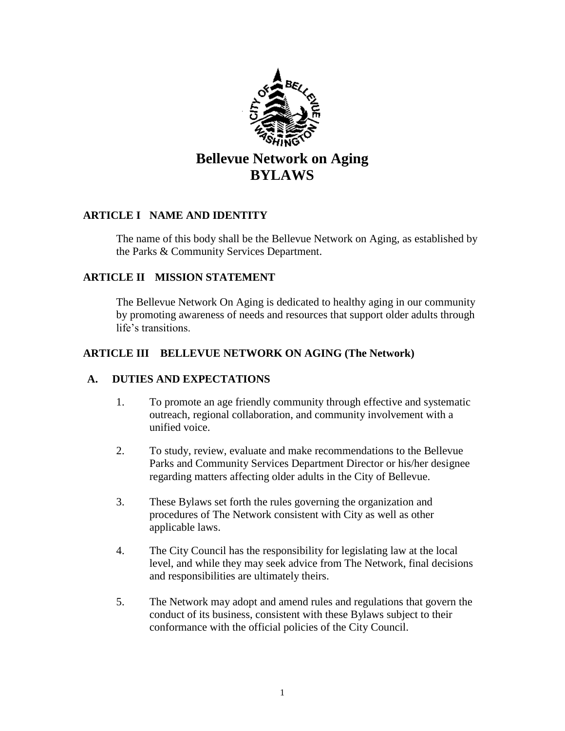# Bellevue Network on Aging
# BYLAWS

## ARTICLE I NAME AND IDENTITY

The name of this body shall be the Bellevue Network on Aging, as established by the Parks & Community Services Department.

## ARTICLE II MISSION STATEMENT

The Bellevue Network On Aging is dedicated to healthy aging in our community by promoting awareness of needs and resources that support older adults through life's transitions.

## ARTICLE III BELLEVUE NETWORK ON AGING (The Network)

### A. DUTIES AND EXPECTATIONS

1. To promote an age friendly community through effective and systematic outreach, regional collaboration, and community involvement with a unified voice.

2. To study, review, evaluate and make recommendations to the Bellevue Parks and Community Services Department Director or his/her designee regarding matters affecting older adults in the City of Bellevue.

3. These Bylaws set forth the rules governing the organization and procedures of The Network consistent with City as well as other applicable laws.

4. The City Council has the responsibility for legislating law at the local level, and while they may seek advice from The Network, final decisions and responsibilities are ultimately theirs.

5. The Network may adopt and amend rules and regulations that govern the conduct of its business, consistent with these Bylaws subject to their conformance with the official policies of the City Council.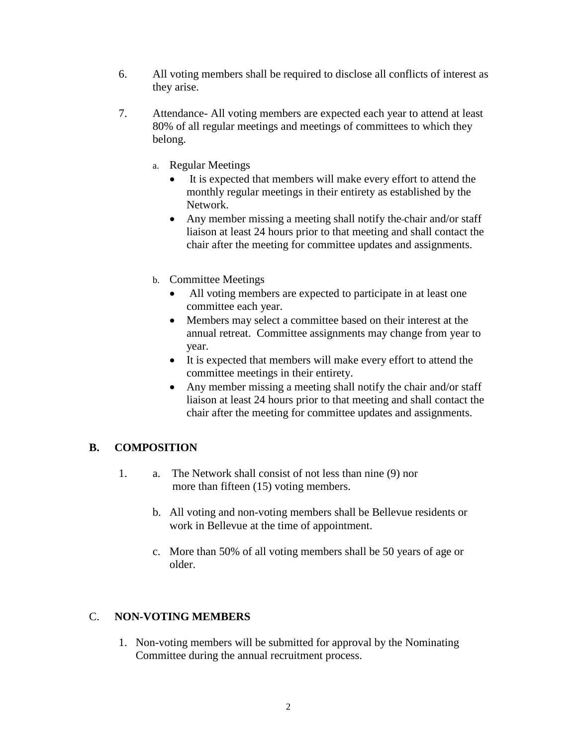6. All voting members shall be required to disclose all conflicts of interest as they arise.

7. Attendance- All voting members are expected each year to attend at least 80% of all regular meetings and meetings of committees to which they belong.

   a. Regular Meetings
      - It is expected that members will make every effort to attend the monthly regular meetings in their entirety as established by the Network.
      - Any member missing a meeting shall notify the chair and/or staff liaison at least 24 hours prior to that meeting and shall contact the chair after the meeting for committee updates and assignments.

   b. Committee Meetings
      - All voting members are expected to participate in at least one committee each year.
      - Members may select a committee based on their interest at the annual retreat. Committee assignments may change from year to year.
      - It is expected that members will make every effort to attend the committee meetings in their entirety.
      - Any member missing a meeting shall notify the chair and/or staff liaison at least 24 hours prior to that meeting and shall contact the chair after the meeting for committee updates and assignments.

## B. COMPOSITION

1. a. The Network shall consist of not less than nine (9) nor more than fifteen (15) voting members.

   b. All voting and non-voting members shall be Bellevue residents or work in Bellevue at the time of appointment.

   c. More than 50% of all voting members shall be 50 years of age or older.

## C. NON-VOTING MEMBERS

1. Non-voting members will be submitted for approval by the Nominating Committee during the annual recruitment process.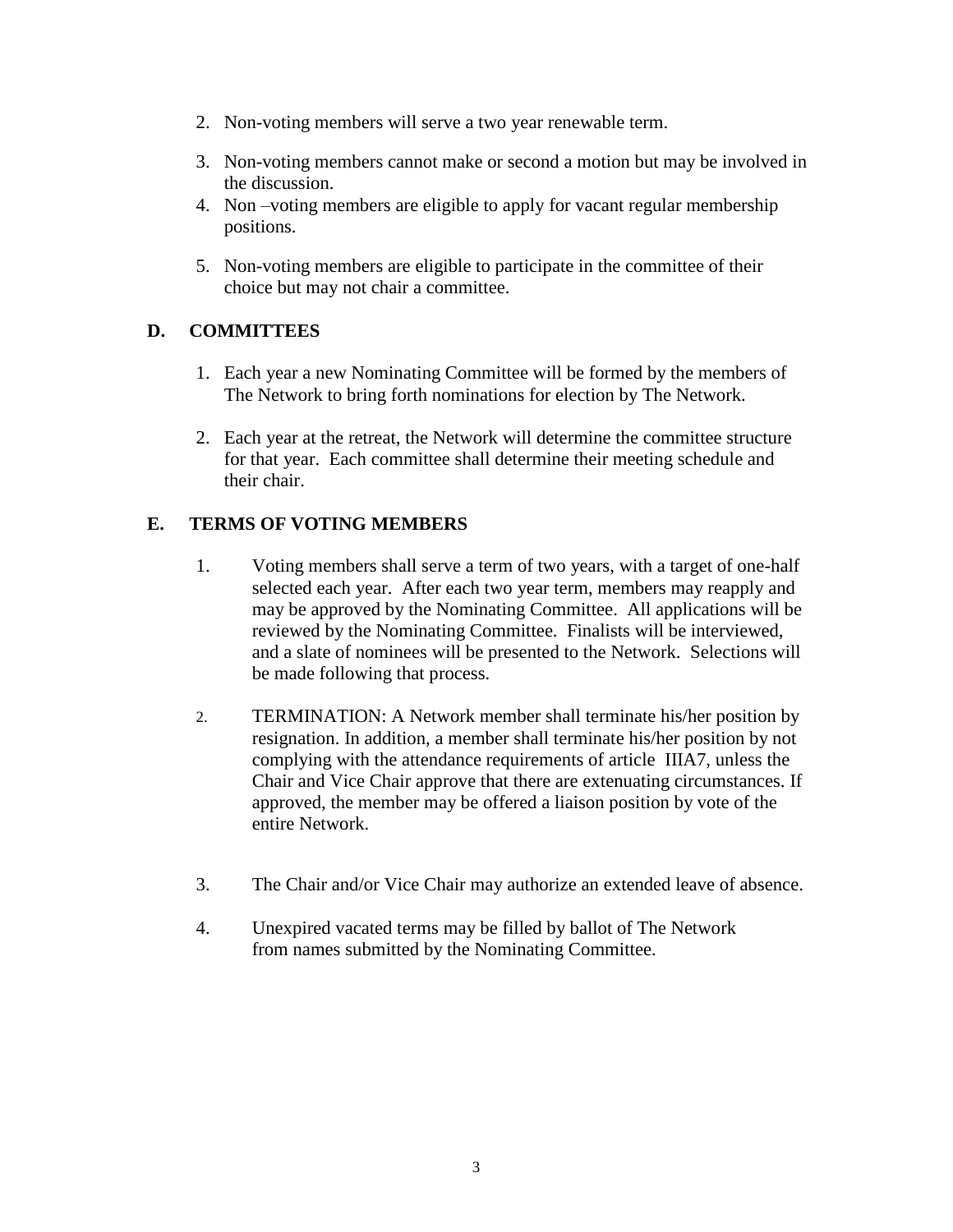2. Non-voting members will serve a two year renewable term.
3. Non-voting members cannot make or second a motion but may be involved in the discussion.
4. Non –voting members are eligible to apply for vacant regular membership positions.
5. Non-voting members are eligible to participate in the committee of their choice but may not chair a committee.

## D. COMMITTEES

1. Each year a new Nominating Committee will be formed by the members of The Network to bring forth nominations for election by The Network.
2. Each year at the retreat, the Network will determine the committee structure for that year. Each committee shall determine their meeting schedule and their chair.

## E. TERMS OF VOTING MEMBERS

1. Voting members shall serve a term of two years, with a target of one-half selected each year. After each two year term, members may reapply and may be approved by the Nominating Committee. All applications will be reviewed by the Nominating Committee. Finalists will be interviewed, and a slate of nominees will be presented to the Network. Selections will be made following that process.
2. TERMINATION: A Network member shall terminate his/her position by resignation. In addition, a member shall terminate his/her position by not complying with the attendance requirements of article IIIA7, unless the Chair and Vice Chair approve that there are extenuating circumstances. If approved, the member may be offered a liaison position by vote of the entire Network.
3. The Chair and/or Vice Chair may authorize an extended leave of absence.
4. Unexpired vacated terms may be filled by ballot of The Network from names submitted by the Nominating Committee.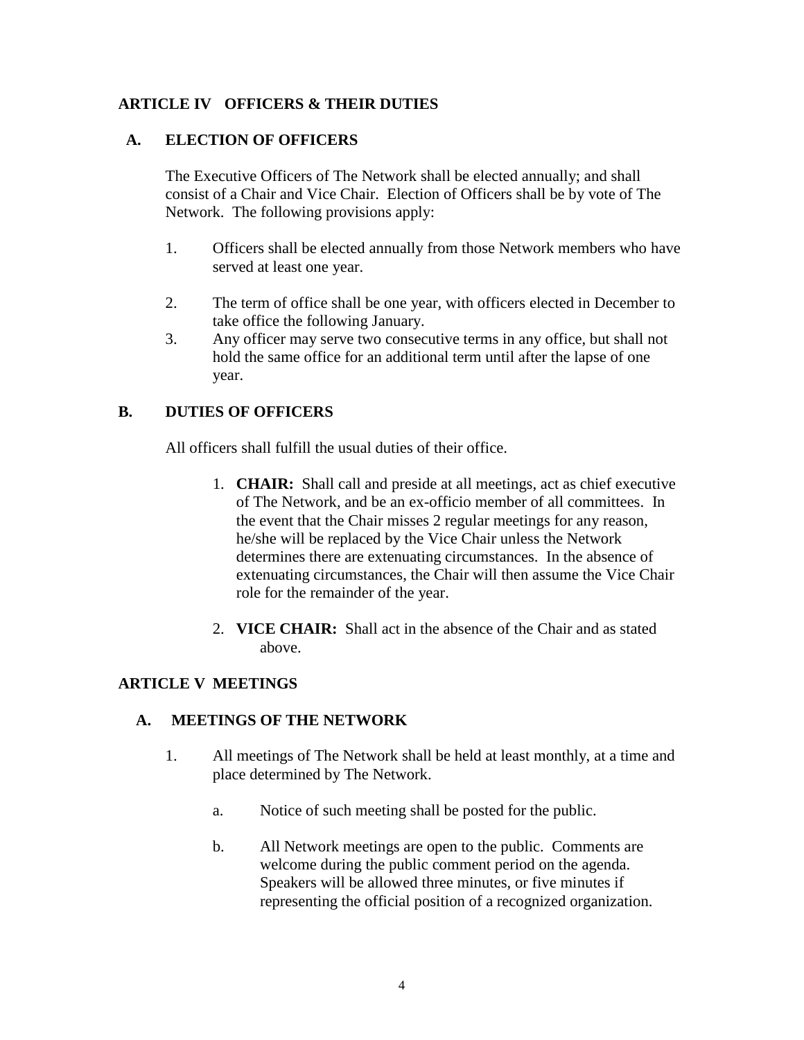## ARTICLE IV OFFICERS & THEIR DUTIES

### A. ELECTION OF OFFICERS

The Executive Officers of The Network shall be elected annually; and shall consist of a Chair and Vice Chair. Election of Officers shall be by vote of The Network. The following provisions apply:

1. Officers shall be elected annually from those Network members who have served at least one year.
2. The term of office shall be one year, with officers elected in December to take office the following January.
3. Any officer may serve two consecutive terms in any office, but shall not hold the same office for an additional term until after the lapse of one year.

### B. DUTIES OF OFFICERS

All officers shall fulfill the usual duties of their office.

1. **CHAIR:** Shall call and preside at all meetings, act as chief executive of The Network, and be an ex-officio member of all committees. In the event that the Chair misses 2 regular meetings for any reason, he/she will be replaced by the Vice Chair unless the Network determines there are extenuating circumstances. In the absence of extenuating circumstances, the Chair will then assume the Vice Chair role for the remainder of the year.
2. **VICE CHAIR:** Shall act in the absence of the Chair and as stated above.

## ARTICLE V MEETINGS

### A. MEETINGS OF THE NETWORK

1. All meetings of The Network shall be held at least monthly, at a time and place determined by The Network.
   a. Notice of such meeting shall be posted for the public.
   b. All Network meetings are open to the public. Comments are welcome during the public comment period on the agenda. Speakers will be allowed three minutes, or five minutes if representing the official position of a recognized organization.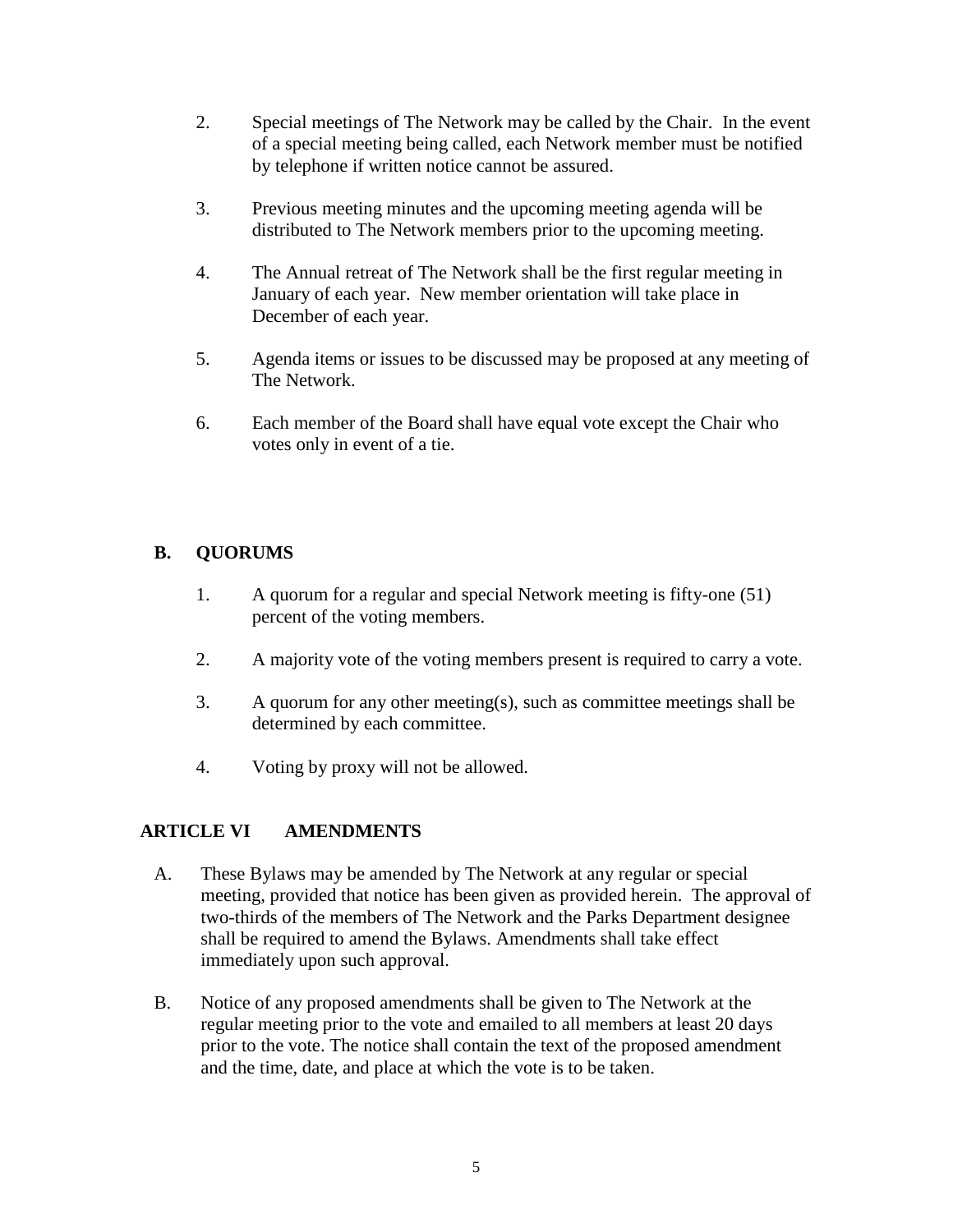2. Special meetings of The Network may be called by the Chair. In the event of a special meeting being called, each Network member must be notified by telephone if written notice cannot be assured.

3. Previous meeting minutes and the upcoming meeting agenda will be distributed to The Network members prior to the upcoming meeting.

4. The Annual retreat of The Network shall be the first regular meeting in January of each year. New member orientation will take place in December of each year.

5. Agenda items or issues to be discussed may be proposed at any meeting of The Network.

6. Each member of the Board shall have equal vote except the Chair who votes only in event of a tie.

### B. QUORUMS

1. A quorum for a regular and special Network meeting is fifty-one (51) percent of the voting members.

2. A majority vote of the voting members present is required to carry a vote.

3. A quorum for any other meeting(s), such as committee meetings shall be determined by each committee.

4. Voting by proxy will not be allowed.

## ARTICLE VI AMENDMENTS

A. These Bylaws may be amended by The Network at any regular or special meeting, provided that notice has been given as provided herein. The approval of two-thirds of the members of The Network and the Parks Department designee shall be required to amend the Bylaws. Amendments shall take effect immediately upon such approval.

B. Notice of any proposed amendments shall be given to The Network at the regular meeting prior to the vote and emailed to all members at least 20 days prior to the vote. The notice shall contain the text of the proposed amendment and the time, date, and place at which the vote is to be taken.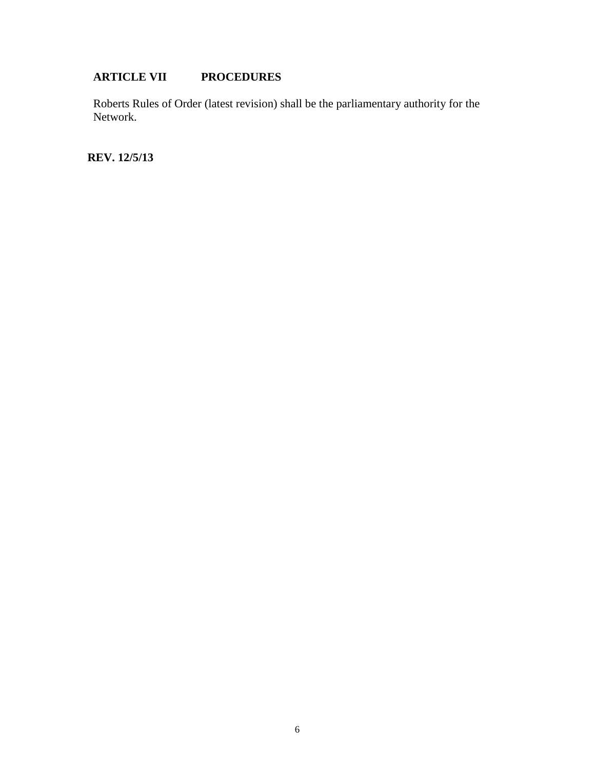## ARTICLE VII PROCEDURES

Roberts Rules of Order (latest revision) shall be the parliamentary authority for the Network.

**REV. 12/5/13**